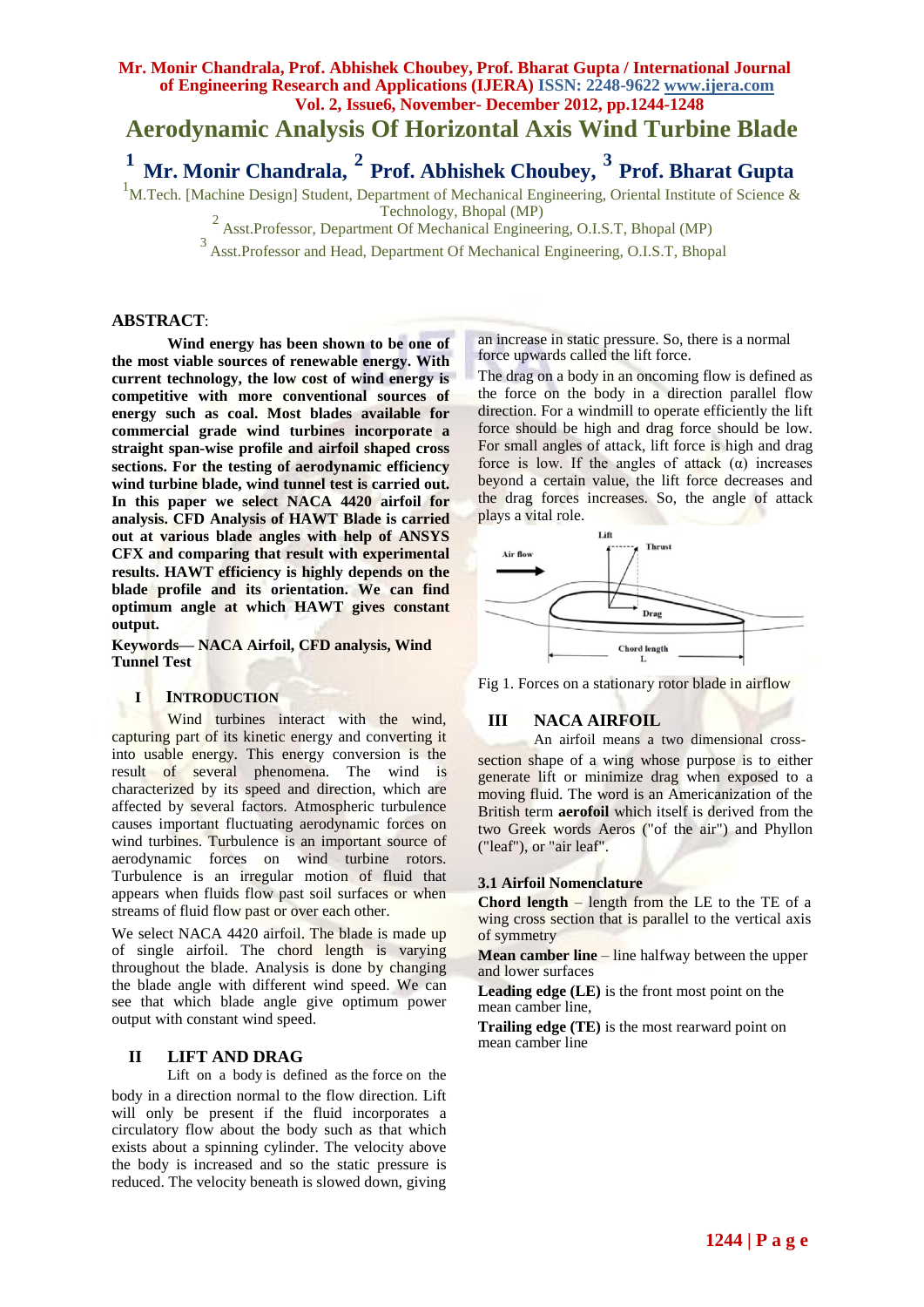# Aerodynamic Analysis Of Horizontal Axis Wind Turbine Blade

**[1] Mr. Monir Chandrala, [2] Prof. Abhishek Choubey, [3] Prof. Bharat Gupta**

[1] M.Tech. [Machine Design] Student, Department of Mechanical Engineering, Oriental Institute of Science & Technology, Bhopal (MP)

[2] Asst.Professor, Department Of Mechanical Engineering, O.I.S.T, Bhopal (MP)

[3] Asst.Professor and Head, Department Of Mechanical Engineering, O.I.S.T, Bhopal

## ABSTRACT:

**Wind energy has been shown to be one of the most viable sources of renewable energy. With current technology, the low cost of wind energy is competitive with more conventional sources of energy such as coal. Most blades available for commercial grade wind turbines incorporate a straight span-wise profile and airfoil shaped cross sections. For the testing of aerodynamic efficiency wind turbine blade, wind tunnel test is carried out. In this paper we select NACA 4420 airfoil for analysis. CFD Analysis of HAWT Blade is carried out at various blade angles with help of ANSYS CFX and comparing that result with experimental results. HAWT efficiency is highly depends on the blade profile and its orientation. We can find optimum angle at which HAWT gives constant output.**

**Keywords— NACA Airfoil, CFD analysis, Wind Tunnel Test**

## I INTRODUCTION

Wind turbines interact with the wind, capturing part of its kinetic energy and converting it into usable energy. This energy conversion is the result of several phenomena. The wind is characterized by its speed and direction, which are affected by several factors. Atmospheric turbulence causes important fluctuating aerodynamic forces on wind turbines. Turbulence is an important source of aerodynamic forces on wind turbine rotors. Turbulence is an irregular motion of fluid that appears when fluids flow past soil surfaces or when streams of fluid flow past or over each other.

We select NACA 4420 airfoil. The blade is made up of single airfoil. The chord length is varying throughout the blade. Analysis is done by changing the blade angle with different wind speed. We can see that which blade angle give optimum power output with constant wind speed.

## II LIFT AND DRAG

Lift on a body is defined as the force on the body in a direction normal to the flow direction. Lift will only be present if the fluid incorporates a circulatory flow about the body such as that which exists about a spinning cylinder. The velocity above the body is increased and so the static pressure is reduced. The velocity beneath is slowed down, giving an increase in static pressure. So, there is a normal force upwards called the lift force.

The drag on a body in an oncoming flow is defined as the force on the body in a direction parallel flow direction. For a windmill to operate efficiently the lift force should be high and drag force should be low. For small angles of attack, lift force is high and drag force is low. If the angles of attack ($\alpha$) increases beyond a certain value, the lift force decreases and the drag forces increases. So, the angle of attack plays a vital role.

Fig 1. Forces on a stationary rotor blade in airflow

## III NACA AIRFOIL

An airfoil means a two dimensional cross-section shape of a wing whose purpose is to either generate lift or minimize drag when exposed to a moving fluid. The word is an Americanization of the British term **aerofoil** which itself is derived from the two Greek words Aeros ("of the air") and Phyllon ("leaf"), or "air leaf".

### 3.1 Airfoil Nomenclature

**Chord length** – length from the LE to the TE of a wing cross section that is parallel to the vertical axis of symmetry

**Mean camber line** – line halfway between the upper and lower surfaces

**Leading edge (LE)** is the front most point on the mean camber line,

**Trailing edge (TE)** is the most rearward point on mean camber line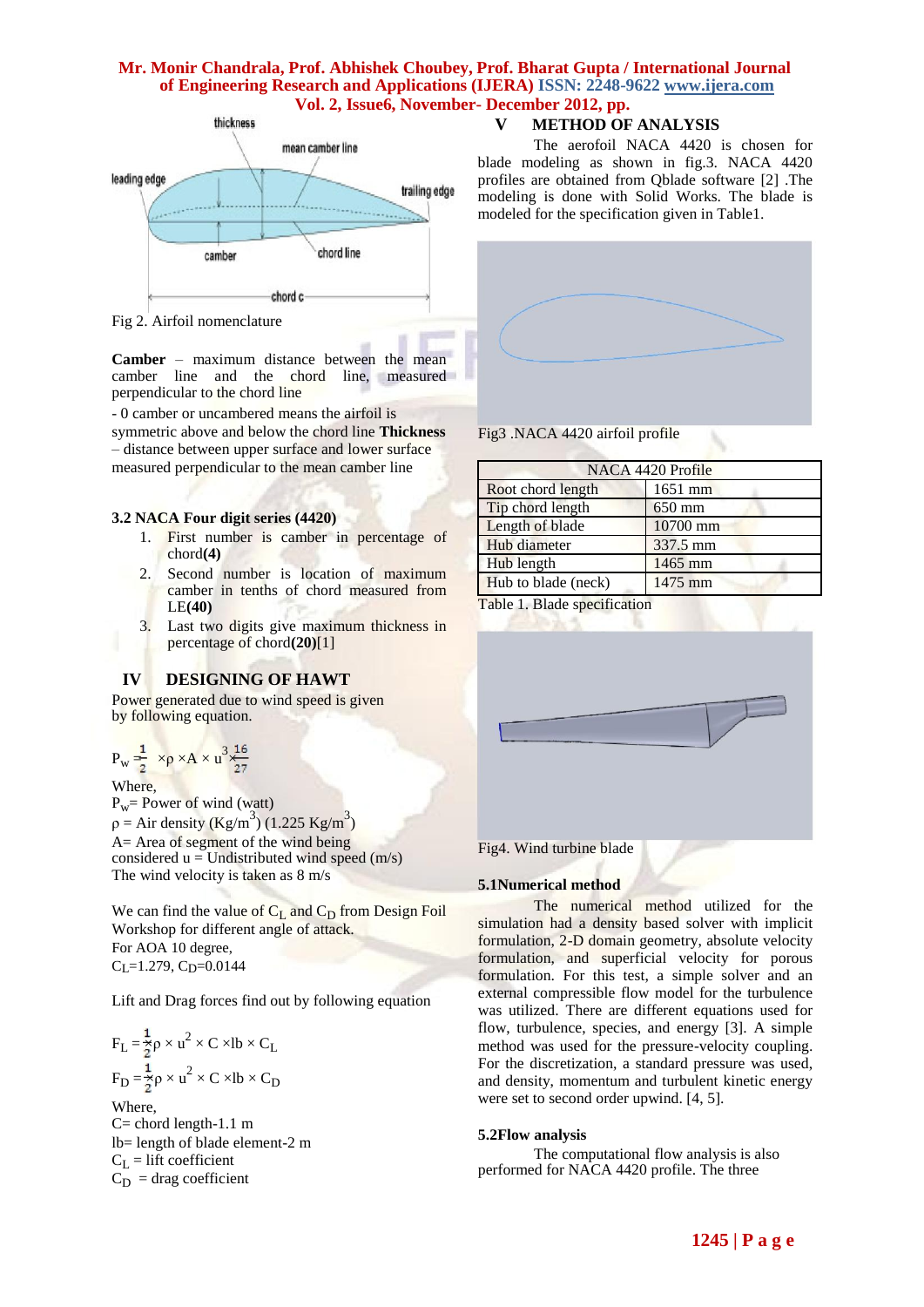Fig 2. Airfoil nomenclature

**Camber** – maximum distance between the mean camber line and the chord line, measured perpendicular to the chord line

- 0 camber or uncambered means the airfoil is symmetric above and below the chord line **Thickness** – distance between upper surface and lower surface measured perpendicular to the mean camber line

### 3.2 NACA Four digit series (4420)

1. First number is camber in percentage of chord**(4)**
2. Second number is location of maximum camber in tenths of chord measured from LE**(40)**
3. Last two digits give maximum thickness in percentage of chord**(20)**[1]

## IV DESIGNING OF HAWT

Power generated due to wind speed is given by following equation.

$$P_w = \frac{1}{2} \times \rho \times A \times u^3 \times \frac{16}{27}$$

Where,
$P_w$= Power of wind (watt)
$\rho$ = Air density ($Kg/m^3$) (1.225 $Kg/m^3$)
A= Area of segment of the wind being considered u = Undistributed wind speed (m/s)
The wind velocity is taken as 8 m/s

We can find the value of $C_L$ and $C_D$ from Design Foil Workshop for different angle of attack.
For AOA 10 degree,
$C_L$=1.279, $C_D$=0.0144

Lift and Drag forces find out by following equation

$$F_L = \frac{1}{2} \times \rho \times u^2 \times C \times lb \times C_L$$

$$F_D = \frac{1}{2} \times \rho \times u^2 \times C \times lb \times C_D$$

Where,
C= chord length-1.1 m
lb= length of blade element-2 m
$C_L$ = lift coefficient
$C_D$ = drag coefficient

## V METHOD OF ANALYSIS

The aerofoil NACA 4420 is chosen for blade modeling as shown in fig.3. NACA 4420 profiles are obtained from Qblade software [2] .The modeling is done with Solid Works. The blade is modeled for the specification given in Table1.

Fig3 .NACA 4420 airfoil profile

| NACA 4420 Profile | |
|---|---|
| Root chord length | 1651 mm |
| Tip chord length | 650 mm |
| Length of blade | 10700 mm |
| Hub diameter | 337.5 mm |
| Hub length | 1465 mm |
| Hub to blade (neck) | 1475 mm |

Table 1. Blade specification

Fig4. Wind turbine blade

### 5.1Numerical method

The numerical method utilized for the simulation had a density based solver with implicit formulation, 2-D domain geometry, absolute velocity formulation, and superficial velocity for porous formulation. For this test, a simple solver and an external compressible flow model for the turbulence was utilized. There are different equations used for flow, turbulence, species, and energy [3]. A simple method was used for the pressure-velocity coupling. For the discretization, a standard pressure was used, and density, momentum and turbulent kinetic energy were set to second order upwind. [4, 5].

### 5.2Flow analysis

The computational flow analysis is also performed for NACA 4420 profile. The three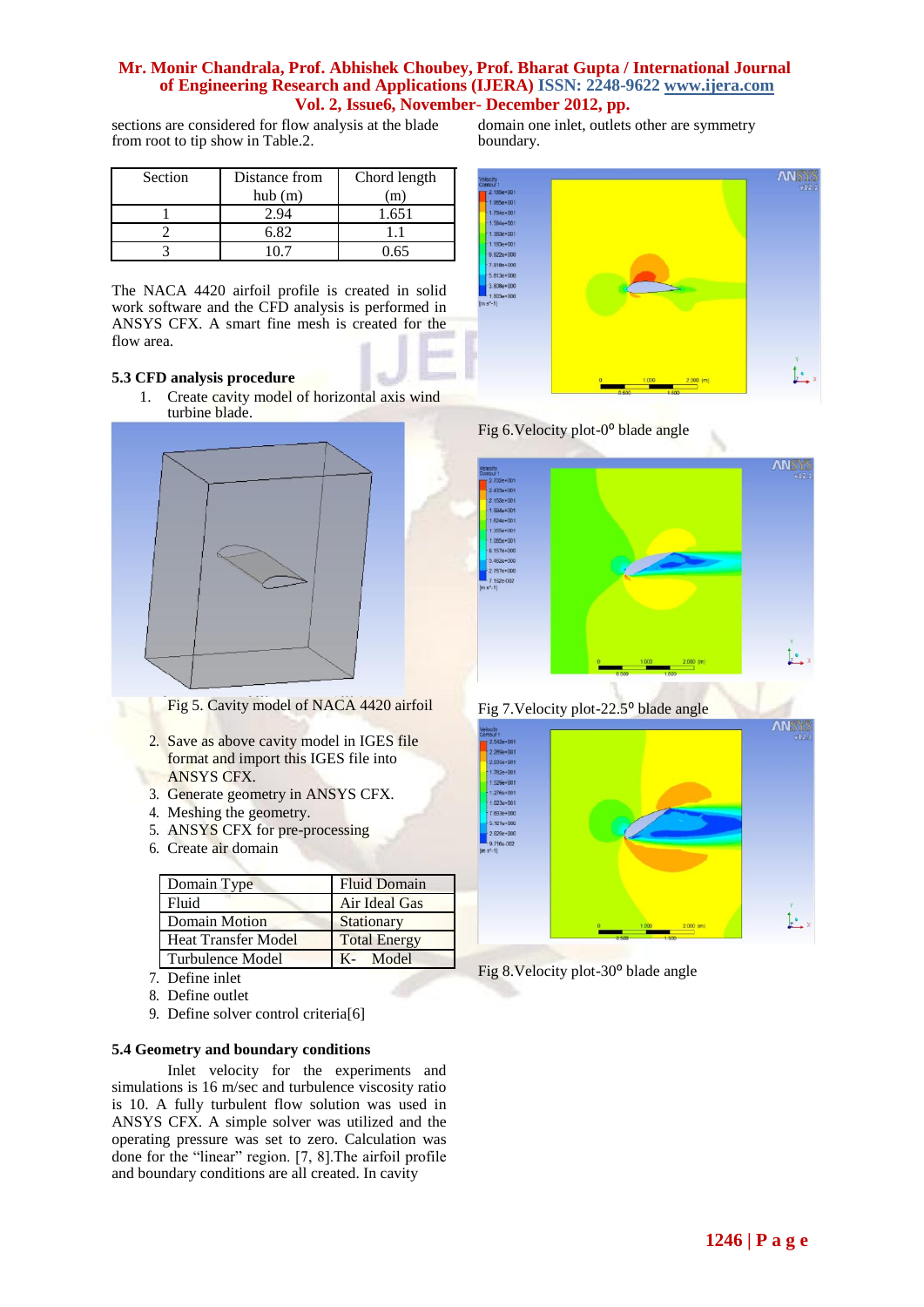sections are considered for flow analysis at the blade from root to tip show in Table.2.

| Section | Distance from hub (m) | Chord length (m) |
|---|---|---|
| 1 | 2.94 | 1.651 |
| 2 | 6.82 | 1.1 |
| 3 | 10.7 | 0.65 |

The NACA 4420 airfoil profile is created in solid work software and the CFD analysis is performed in ANSYS CFX. A smart fine mesh is created for the flow area.

### 5.3 CFD analysis procedure

1. Create cavity model of horizontal axis wind turbine blade.

Fig 5. Cavity model of NACA 4420 airfoil

2. Save as above cavity model in IGES file format and import this IGES file into ANSYS CFX.
3. Generate geometry in ANSYS CFX.
4. Meshing the geometry.
5. ANSYS CFX for pre-processing
6. Create air domain

| Domain Type | Fluid Domain |
|---|---|
| Fluid | Air Ideal Gas |
| Domain Motion | Stationary |
| Heat Transfer Model | Total Energy |
| Turbulence Model | K- Model |

7. Define inlet
8. Define outlet
9. Define solver control criteria[6]

### 5.4 Geometry and boundary conditions

Inlet velocity for the experiments and simulations is 16 m/sec and turbulence viscosity ratio is 10. A fully turbulent flow solution was used in ANSYS CFX. A simple solver was utilized and the operating pressure was set to zero. Calculation was done for the "linear" region. [7, 8].The airfoil profile and boundary conditions are all created. In cavity domain one inlet, outlets other are symmetry boundary.

Fig 6.Velocity plot-$0^{0}$ blade angle

Fig 7.Velocity plot-$22.5^{0}$ blade angle

Fig 8.Velocity plot-$30^{0}$ blade angle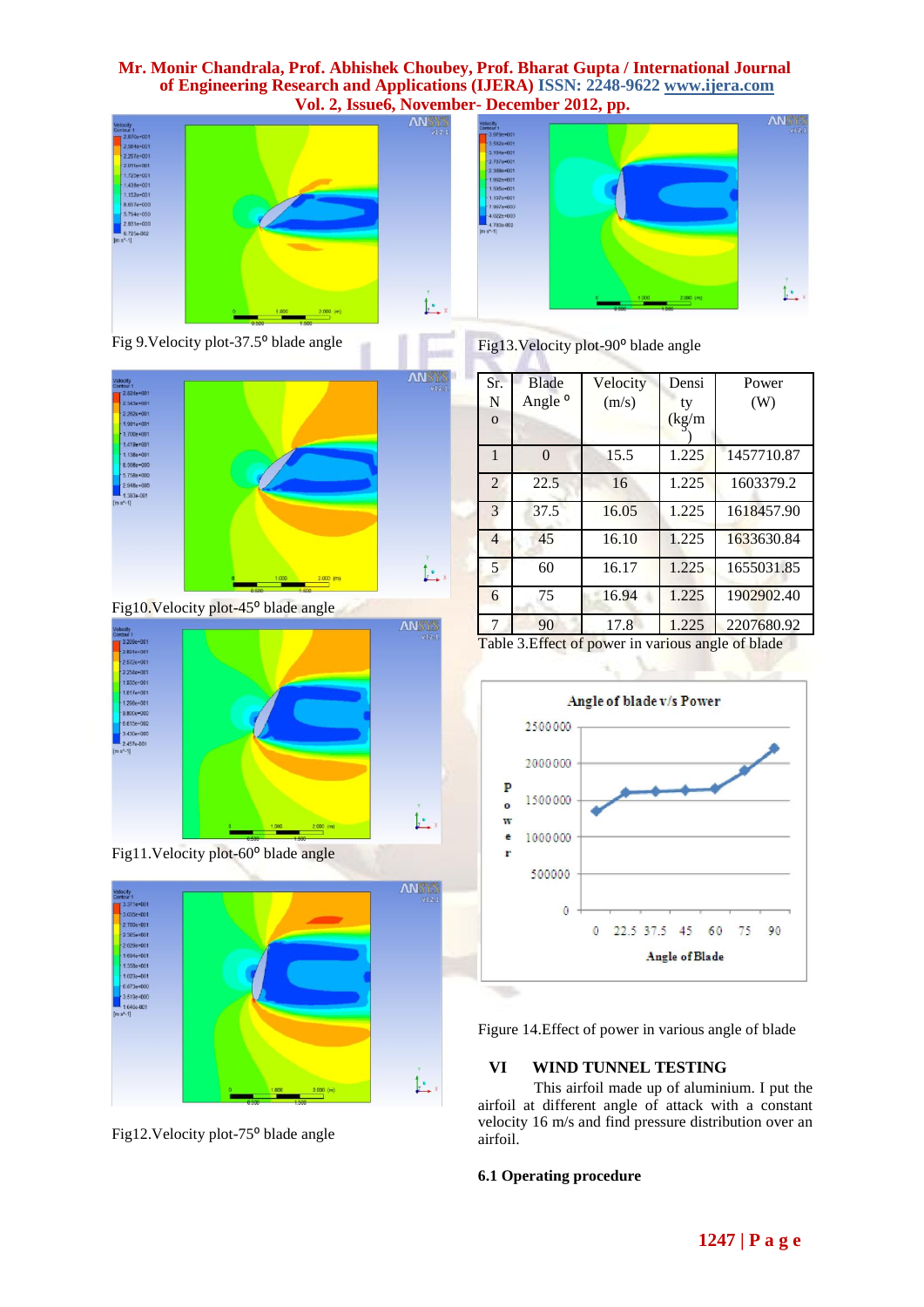Fig 9.Velocity plot-37.5⁰ blade angle

Fig10.Velocity plot-45⁰ blade angle

Fig11.Velocity plot-60⁰ blade angle

Fig12.Velocity plot-75⁰ blade angle

Fig13.Velocity plot-90⁰ blade angle

| Sr. No | Blade Angle ⁰ | Velocity (m/s) | Density (kg/m³) | Power (W) |
|---|---|---|---|---|
| 1 | 0 | 15.5 | 1.225 | 1457710.87 |
| 2 | 22.5 | 16 | 1.225 | 1603379.2 |
| 3 | 37.5 | 16.05 | 1.225 | 1618457.90 |
| 4 | 45 | 16.10 | 1.225 | 1633630.84 |
| 5 | 60 | 16.17 | 1.225 | 1655031.85 |
| 6 | 75 | 16.94 | 1.225 | 1902902.40 |
| 7 | 90 | 17.8 | 1.225 | 2207680.92 |

Table 3.Effect of power in various angle of blade

Figure 14.Effect of power in various angle of blade

## VI WIND TUNNEL TESTING

This airfoil made up of aluminium. I put the airfoil at different angle of attack with a constant velocity 16 m/s and find pressure distribution over an airfoil.

### 6.1 Operating procedure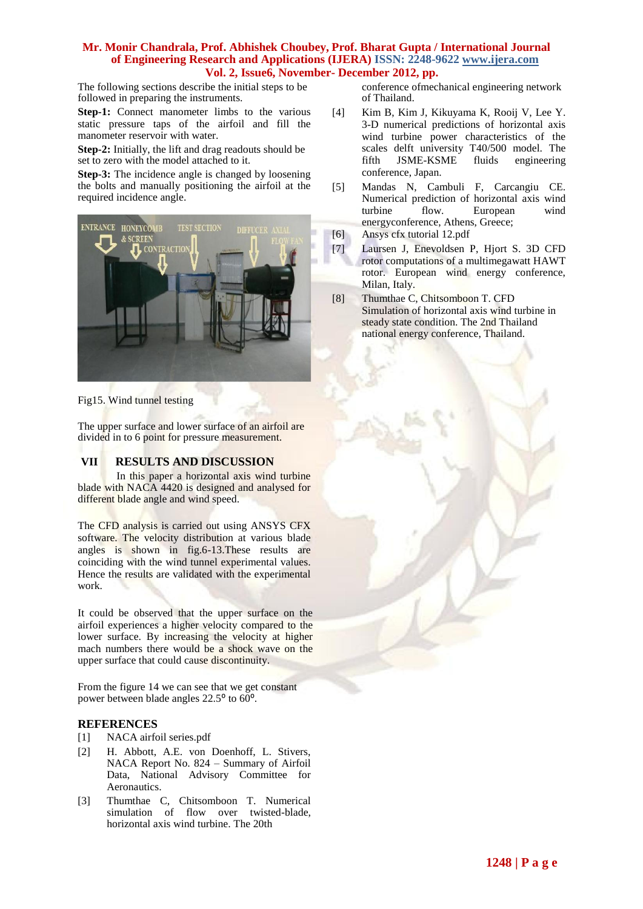The following sections describe the initial steps to be followed in preparing the instruments.

**Step-1:** Connect manometer limbs to the various static pressure taps of the airfoil and fill the manometer reservoir with water.

**Step-2:** Initially, the lift and drag readouts should be set to zero with the model attached to it.

**Step-3:** The incidence angle is changed by loosening the bolts and manually positioning the airfoil at the required incidence angle.

ENTRANCE
HONEYCOMB & SCREEN
CONTRACTION
TEST SECTION
DIFFUCER
AXIAL FLOW FAN

Fig15. Wind tunnel testing

The upper surface and lower surface of an airfoil are divided in to 6 point for pressure measurement.

## VII RESULTS AND DISCUSSION

In this paper a horizontal axis wind turbine blade with NACA 4420 is designed and analysed for different blade angle and wind speed.

The CFD analysis is carried out using ANSYS CFX software. The velocity distribution at various blade angles is shown in fig.6-13.These results are coinciding with the wind tunnel experimental values. Hence the results are validated with the experimental work.

It could be observed that the upper surface on the airfoil experiences a higher velocity compared to the lower surface. By increasing the velocity at higher mach numbers there would be a shock wave on the upper surface that could cause discontinuity.

From the figure 14 we can see that we get constant power between blade angles 22.5⁰ to 60⁰.

## REFERENCES

[1] NACA airfoil series.pdf

[2] H. Abbott, A.E. von Doenhoff, L. Stivers, NACA Report No. 824 – Summary of Airfoil Data, National Advisory Committee for Aeronautics.

[3] Thumthae C, Chitsomboon T. Numerical simulation of flow over twisted-blade, horizontal axis wind turbine. The 20th conference ofmechanical engineering network of Thailand.

[4] Kim B, Kim J, Kikuyama K, Rooij V, Lee Y. 3-D numerical predictions of horizontal axis wind turbine power characteristics of the scales delft university T40/500 model. The fifth JSME-KSME fluids engineering conference, Japan.

[5] Mandas N, Cambuli F, Carcangiu CE. Numerical prediction of horizontal axis wind turbine flow. European wind energyconference, Athens, Greece;

[6] Ansys cfx tutorial 12.pdf

[7] Laursen J, Enevoldsen P, Hjort S. 3D CFD rotor computations of a multimegawatt HAWT rotor. European wind energy conference, Milan, Italy.

[8] Thumthae C, Chitsomboon T. CFD Simulation of horizontal axis wind turbine in steady state condition. The 2nd Thailand national energy conference, Thailand.